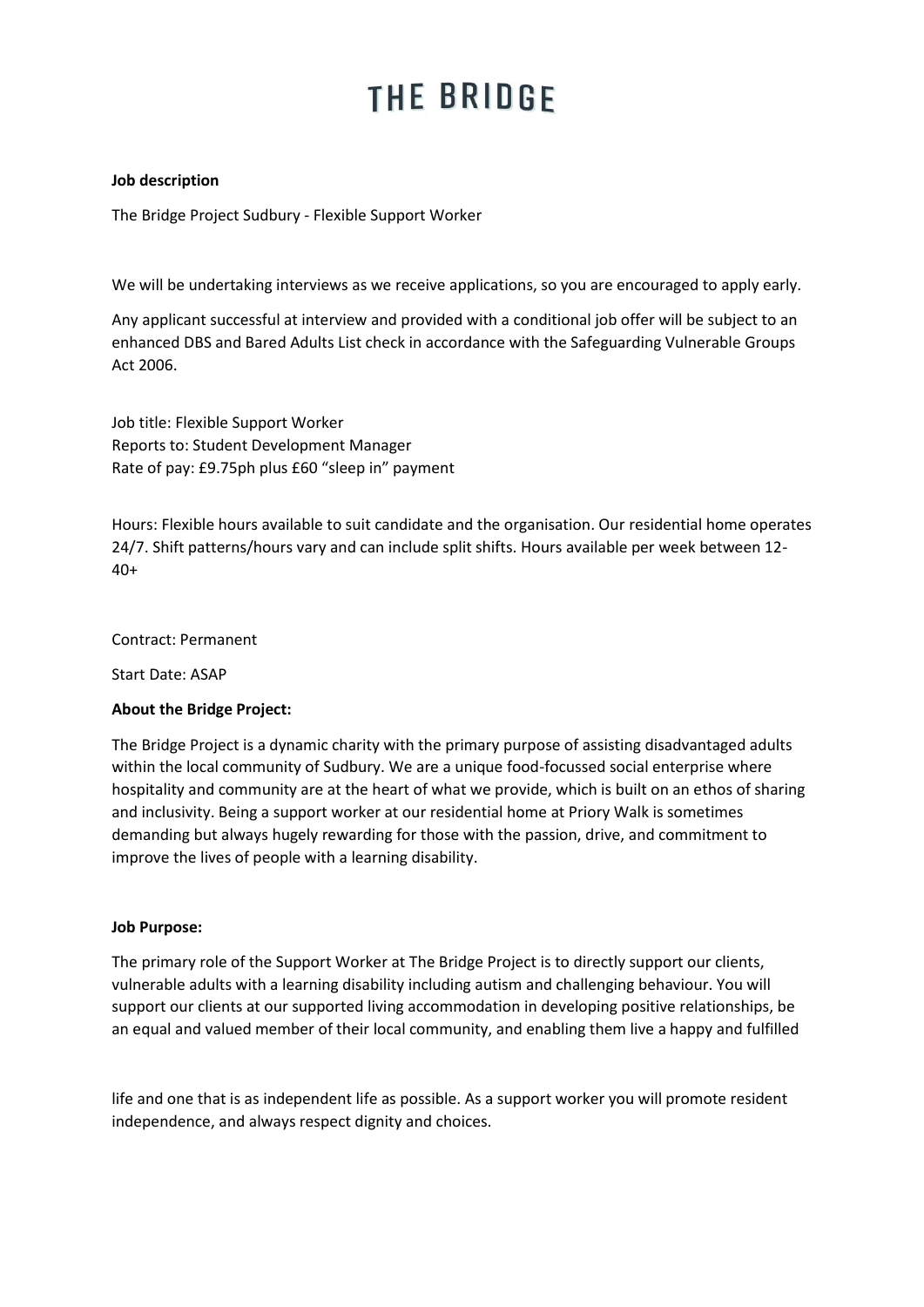# THE BRIDGE

**Job description**

The Bridge Project Sudbury - Flexible Support Worker

We will be undertaking interviews as we receive applications, so you are encouraged to apply early.

Any applicant successful at interview and provided with a conditional job offer will be subject to an enhanced DBS and Bared Adults List check in accordance with the Safeguarding Vulnerable Groups Act 2006.

Job title: Flexible Support Worker
Reports to: Student Development Manager
Rate of pay: £9.75ph plus £60 "sleep in" payment

Hours: Flexible hours available to suit candidate and the organisation. Our residential home operates 24/7. Shift patterns/hours vary and can include split shifts. Hours available per week between 12-40+

Contract: Permanent

Start Date: ASAP

**About the Bridge Project:**

The Bridge Project is a dynamic charity with the primary purpose of assisting disadvantaged adults within the local community of Sudbury. We are a unique food-focussed social enterprise where hospitality and community are at the heart of what we provide, which is built on an ethos of sharing and inclusivity. Being a support worker at our residential home at Priory Walk is sometimes demanding but always hugely rewarding for those with the passion, drive, and commitment to improve the lives of people with a learning disability.

**Job Purpose:**

The primary role of the Support Worker at The Bridge Project is to directly support our clients, vulnerable adults with a learning disability including autism and challenging behaviour. You will support our clients at our supported living accommodation in developing positive relationships, be an equal and valued member of their local community, and enabling them live a happy and fulfilled life and one that is as independent life as possible. As a support worker you will promote resident independence, and always respect dignity and choices.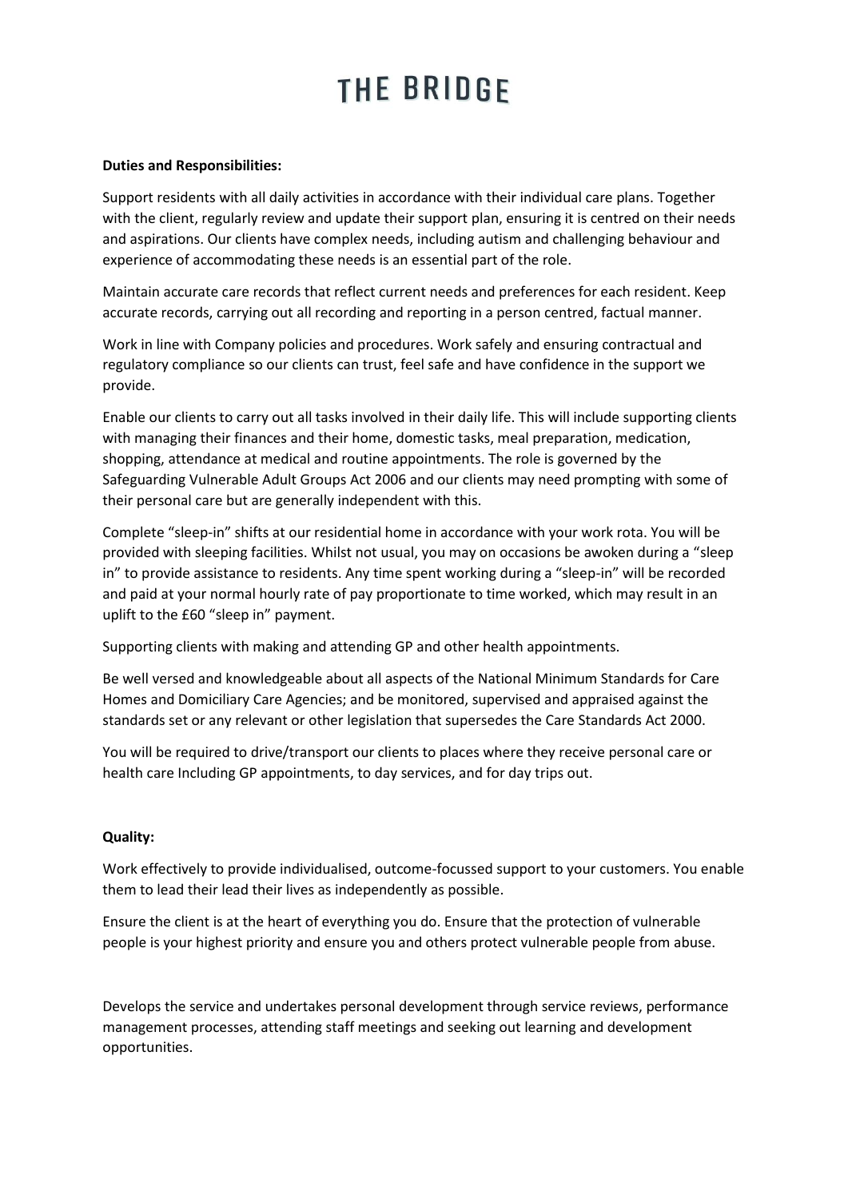# THE BRIDGE

**Duties and Responsibilities:**

Support residents with all daily activities in accordance with their individual care plans. Together with the client, regularly review and update their support plan, ensuring it is centred on their needs and aspirations. Our clients have complex needs, including autism and challenging behaviour and experience of accommodating these needs is an essential part of the role.

Maintain accurate care records that reflect current needs and preferences for each resident. Keep accurate records, carrying out all recording and reporting in a person centred, factual manner.

Work in line with Company policies and procedures. Work safely and ensuring contractual and regulatory compliance so our clients can trust, feel safe and have confidence in the support we provide.

Enable our clients to carry out all tasks involved in their daily life. This will include supporting clients with managing their finances and their home, domestic tasks, meal preparation, medication, shopping, attendance at medical and routine appointments. The role is governed by the Safeguarding Vulnerable Adult Groups Act 2006 and our clients may need prompting with some of their personal care but are generally independent with this.

Complete "sleep-in" shifts at our residential home in accordance with your work rota. You will be provided with sleeping facilities. Whilst not usual, you may on occasions be awoken during a "sleep in" to provide assistance to residents. Any time spent working during a "sleep-in" will be recorded and paid at your normal hourly rate of pay proportionate to time worked, which may result in an uplift to the £60 "sleep in" payment.

Supporting clients with making and attending GP and other health appointments.

Be well versed and knowledgeable about all aspects of the National Minimum Standards for Care Homes and Domiciliary Care Agencies; and be monitored, supervised and appraised against the standards set or any relevant or other legislation that supersedes the Care Standards Act 2000.

You will be required to drive/transport our clients to places where they receive personal care or health care Including GP appointments, to day services, and for day trips out.

**Quality:**

Work effectively to provide individualised, outcome-focussed support to your customers. You enable them to lead their lead their lives as independently as possible.

Ensure the client is at the heart of everything you do. Ensure that the protection of vulnerable people is your highest priority and ensure you and others protect vulnerable people from abuse.

Develops the service and undertakes personal development through service reviews, performance management processes, attending staff meetings and seeking out learning and development opportunities.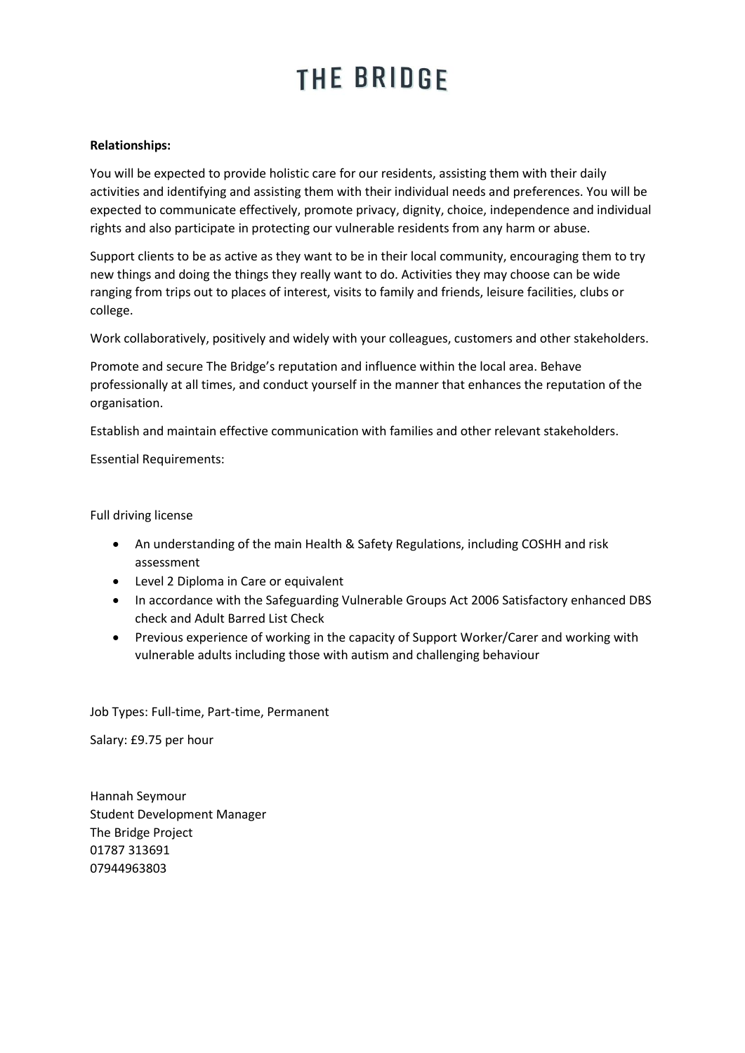# THE BRIDGE

**Relationships:**

You will be expected to provide holistic care for our residents, assisting them with their daily activities and identifying and assisting them with their individual needs and preferences. You will be expected to communicate effectively, promote privacy, dignity, choice, independence and individual rights and also participate in protecting our vulnerable residents from any harm or abuse.

Support clients to be as active as they want to be in their local community, encouraging them to try new things and doing the things they really want to do. Activities they may choose can be wide ranging from trips out to places of interest, visits to family and friends, leisure facilities, clubs or college.

Work collaboratively, positively and widely with your colleagues, customers and other stakeholders.

Promote and secure The Bridge's reputation and influence within the local area. Behave professionally at all times, and conduct yourself in the manner that enhances the reputation of the organisation.

Establish and maintain effective communication with families and other relevant stakeholders.

Essential Requirements:

Full driving license

- An understanding of the main Health & Safety Regulations, including COSHH and risk assessment
- Level 2 Diploma in Care or equivalent
- In accordance with the Safeguarding Vulnerable Groups Act 2006 Satisfactory enhanced DBS check and Adult Barred List Check
- Previous experience of working in the capacity of Support Worker/Carer and working with vulnerable adults including those with autism and challenging behaviour

Job Types: Full-time, Part-time, Permanent

Salary: £9.75 per hour

Hannah Seymour
Student Development Manager
The Bridge Project
01787 313691
07944963803